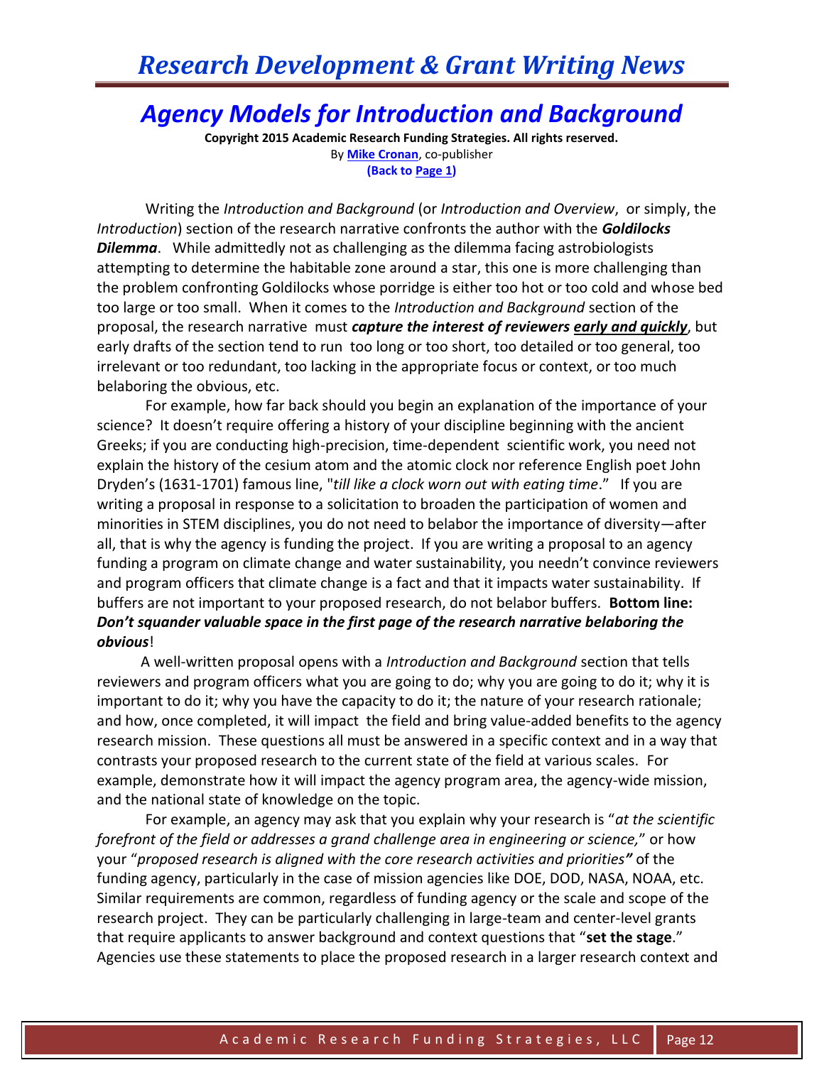# Research Development & Grant Writing News

## Agency Models for Introduction and Background

**Copyright 2015 Academic Research Funding Strategies. All rights reserved.**
By **Mike Cronan**, co-publisher
**(Back to Page 1)**

Writing the *Introduction and Background* (or *Introduction and Overview*, or simply, the *Introduction*) section of the research narrative confronts the author with the ***Goldilocks Dilemma***. While admittedly not as challenging as the dilemma facing astrobiologists attempting to determine the habitable zone around a star, this one is more challenging than the problem confronting Goldilocks whose porridge is either too hot or too cold and whose bed too large or too small. When it comes to the *Introduction and Background* section of the proposal, the research narrative must ***capture the interest of reviewers early and quickly***, but early drafts of the section tend to run too long or too short, too detailed or too general, too irrelevant or too redundant, too lacking in the appropriate focus or context, or too much belaboring the obvious, etc.

For example, how far back should you begin an explanation of the importance of your science? It doesn't require offering a history of your discipline beginning with the ancient Greeks; if you are conducting high-precision, time-dependent scientific work, you need not explain the history of the cesium atom and the atomic clock nor reference English poet John Dryden's (1631-1701) famous line, "*till like a clock worn out with eating time*." If you are writing a proposal in response to a solicitation to broaden the participation of women and minorities in STEM disciplines, you do not need to belabor the importance of diversity—after all, that is why the agency is funding the project. If you are writing a proposal to an agency funding a program on climate change and water sustainability, you needn't convince reviewers and program officers that climate change is a fact and that it impacts water sustainability. If buffers are not important to your proposed research, do not belabor buffers. **Bottom line: *Don't squander valuable space in the first page of the research narrative belaboring the obvious***!

A well-written proposal opens with a *Introduction and Background* section that tells reviewers and program officers what you are going to do; why you are going to do it; why it is important to do it; why you have the capacity to do it; the nature of your research rationale; and how, once completed, it will impact the field and bring value-added benefits to the agency research mission. These questions all must be answered in a specific context and in a way that contrasts your proposed research to the current state of the field at various scales. For example, demonstrate how it will impact the agency program area, the agency-wide mission, and the national state of knowledge on the topic.

For example, an agency may ask that you explain why your research is "*at the scientific forefront of the field or addresses a grand challenge area in engineering or science,*" or how your "*proposed research is aligned with the core research activities and priorities*" of the funding agency, particularly in the case of mission agencies like DOE, DOD, NASA, NOAA, etc. Similar requirements are common, regardless of funding agency or the scale and scope of the research project. They can be particularly challenging in large-team and center-level grants that require applicants to answer background and context questions that "**set the stage**." Agencies use these statements to place the proposed research in a larger research context and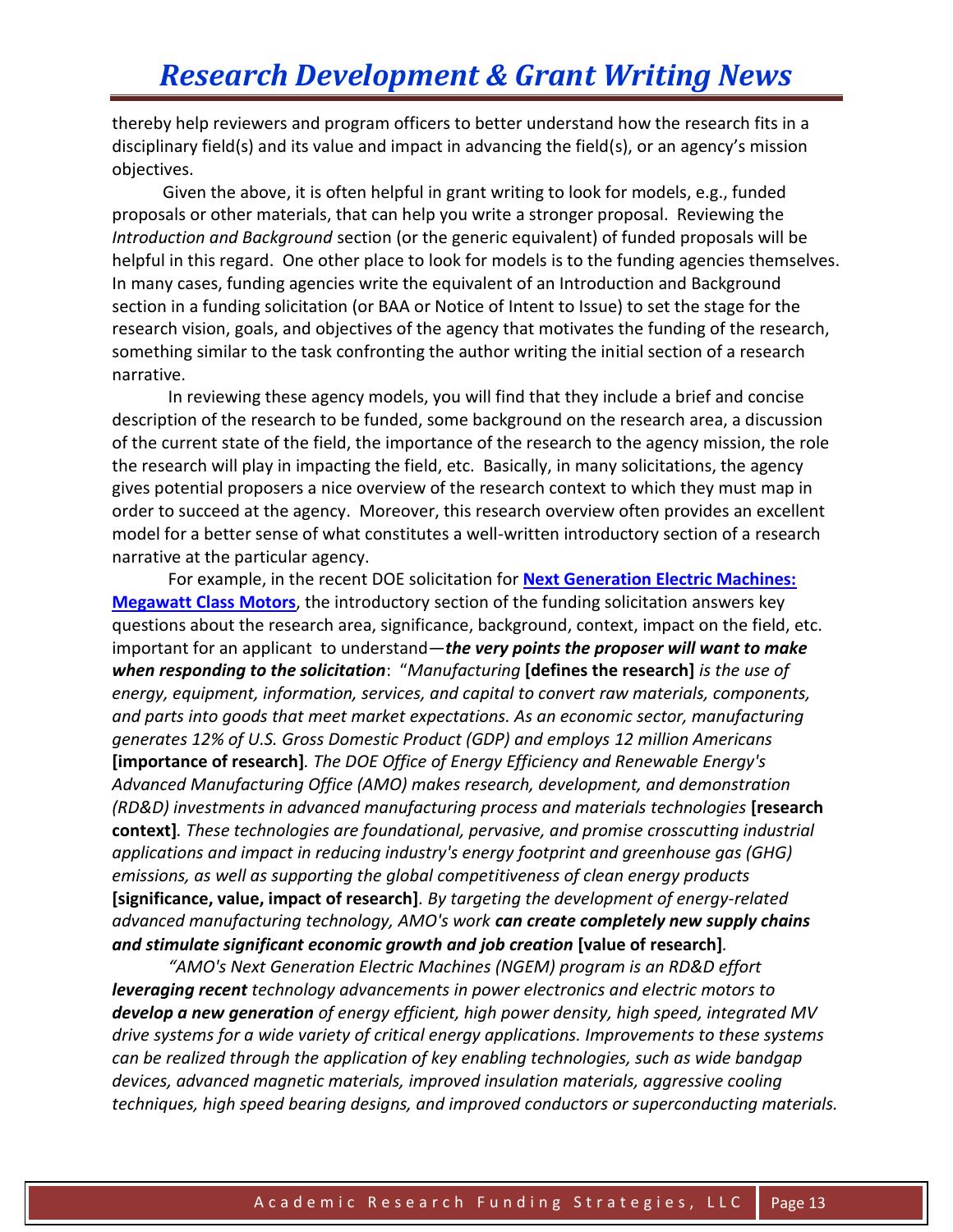thereby help reviewers and program officers to better understand how the research fits in a disciplinary field(s) and its value and impact in advancing the field(s), or an agency's mission objectives.

Given the above, it is often helpful in grant writing to look for models, e.g., funded proposals or other materials, that can help you write a stronger proposal. Reviewing the *Introduction and Background* section (or the generic equivalent) of funded proposals will be helpful in this regard. One other place to look for models is to the funding agencies themselves. In many cases, funding agencies write the equivalent of an Introduction and Background section in a funding solicitation (or BAA or Notice of Intent to Issue) to set the stage for the research vision, goals, and objectives of the agency that motivates the funding of the research, something similar to the task confronting the author writing the initial section of a research narrative.

In reviewing these agency models, you will find that they include a brief and concise description of the research to be funded, some background on the research area, a discussion of the current state of the field, the importance of the research to the agency mission, the role the research will play in impacting the field, etc. Basically, in many solicitations, the agency gives potential proposers a nice overview of the research context to which they must map in order to succeed at the agency. Moreover, this research overview often provides an excellent model for a better sense of what constitutes a well-written introductory section of a research narrative at the particular agency.

For example, in the recent DOE solicitation for **Next Generation Electric Machines: Megawatt Class Motors**, the introductory section of the funding solicitation answers key questions about the research area, significance, background, context, impact on the field, etc. important for an applicant to understand—***the very points the proposer will want to make when responding to the solicitation***: "*Manufacturing* **[defines the research]** *is the use of energy, equipment, information, services, and capital to convert raw materials, components, and parts into goods that meet market expectations. As an economic sector, manufacturing generates 12% of U.S. Gross Domestic Product (GDP) and employs 12 million Americans* **[importance of research]***. The DOE Office of Energy Efficiency and Renewable Energy's Advanced Manufacturing Office (AMO) makes research, development, and demonstration (RD&D) investments in advanced manufacturing process and materials technologies* **[research context]***. These technologies are foundational, pervasive, and promise crosscutting industrial applications and impact in reducing industry's energy footprint and greenhouse gas (GHG) emissions, as well as supporting the global competitiveness of clean energy products* **[significance, value, impact of research]***. By targeting the development of energy-related advanced manufacturing technology, AMO's work* ***can create completely new supply chains and stimulate significant economic growth and job creation*** **[value of research]***.*

*"AMO's Next Generation Electric Machines (NGEM) program is an RD&D effort* ***leveraging recent*** *technology advancements in power electronics and electric motors to* ***develop a new generation*** *of energy efficient, high power density, high speed, integrated MV drive systems for a wide variety of critical energy applications. Improvements to these systems can be realized through the application of key enabling technologies, such as wide bandgap devices, advanced magnetic materials, improved insulation materials, aggressive cooling techniques, high speed bearing designs, and improved conductors or superconducting materials.*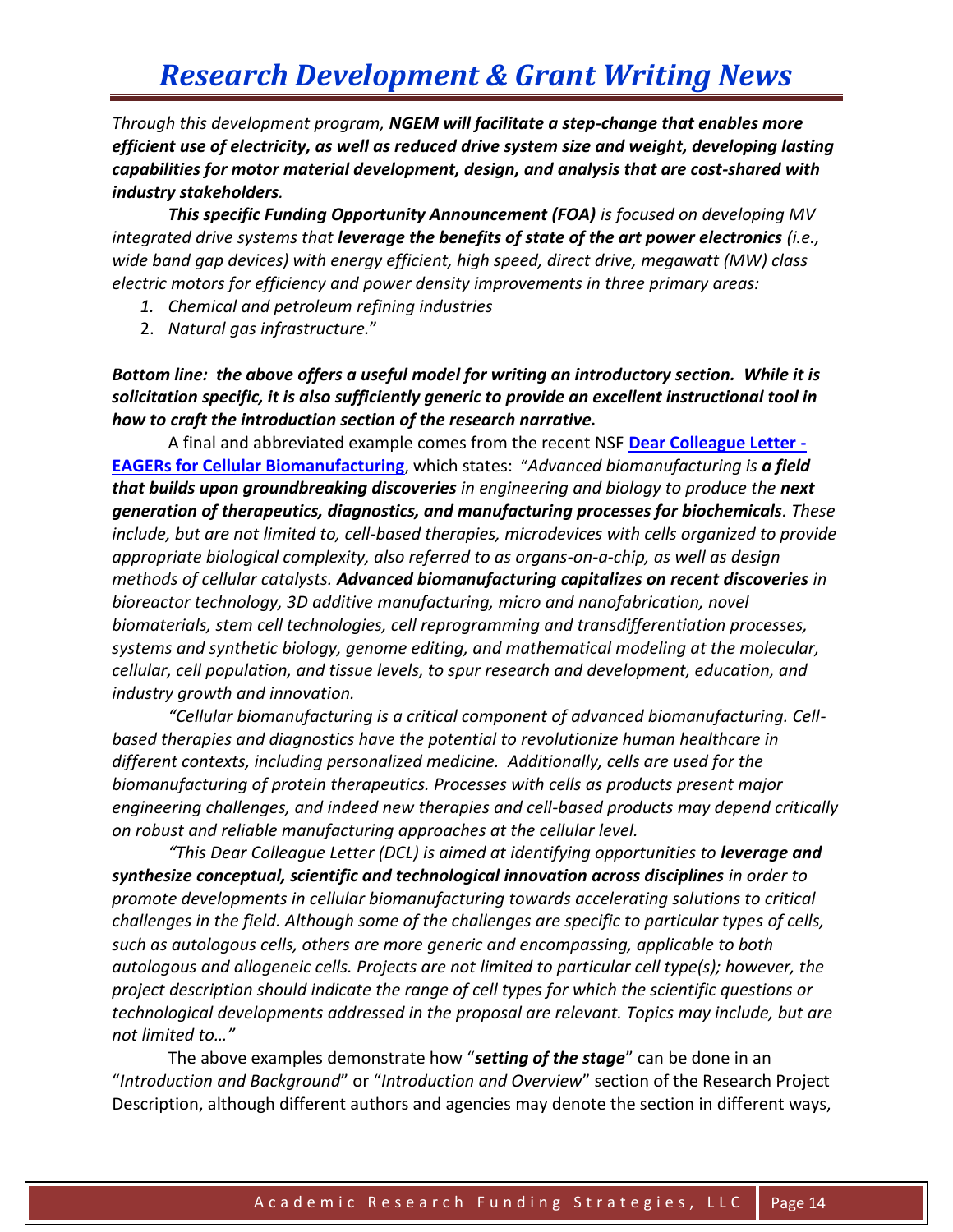*Through this development program,* ***NGEM will facilitate a step-change that enables more efficient use of electricity, as well as reduced drive system size and weight, developing lasting capabilities for motor material development, design, and analysis that are cost-shared with industry stakeholders****.*

***This specific Funding Opportunity Announcement (FOA)*** *is focused on developing MV integrated drive systems that* ***leverage the benefits of state of the art power electronics*** *(i.e., wide band gap devices) with energy efficient, high speed, direct drive, megawatt (MW) class electric motors for efficiency and power density improvements in three primary areas:*

1. *Chemical and petroleum refining industries*
2. *Natural gas infrastructure.*"

***Bottom line: the above offers a useful model for writing an introductory section. While it is solicitation specific, it is also sufficiently generic to provide an excellent instructional tool in how to craft the introduction section of the research narrative.***

A final and abbreviated example comes from the recent NSF **Dear Colleague Letter - EAGERs for Cellular Biomanufacturing**, which states: "*Advanced biomanufacturing is* ***a field that builds upon groundbreaking discoveries*** *in engineering and biology to produce the* ***next generation of therapeutics, diagnostics, and manufacturing processes for biochemicals****. These include, but are not limited to, cell-based therapies, microdevices with cells organized to provide appropriate biological complexity, also referred to as organs-on-a-chip, as well as design methods of cellular catalysts.* ***Advanced biomanufacturing capitalizes on recent discoveries*** *in bioreactor technology, 3D additive manufacturing, micro and nanofabrication, novel biomaterials, stem cell technologies, cell reprogramming and transdifferentiation processes, systems and synthetic biology, genome editing, and mathematical modeling at the molecular, cellular, cell population, and tissue levels, to spur research and development, education, and industry growth and innovation.*

*"Cellular biomanufacturing is a critical component of advanced biomanufacturing. Cell-based therapies and diagnostics have the potential to revolutionize human healthcare in different contexts, including personalized medicine. Additionally, cells are used for the biomanufacturing of protein therapeutics. Processes with cells as products present major engineering challenges, and indeed new therapies and cell-based products may depend critically on robust and reliable manufacturing approaches at the cellular level.*

*"This Dear Colleague Letter (DCL) is aimed at identifying opportunities to* ***leverage and synthesize conceptual, scientific and technological innovation across disciplines*** *in order to promote developments in cellular biomanufacturing towards accelerating solutions to critical challenges in the field. Although some of the challenges are specific to particular types of cells, such as autologous cells, others are more generic and encompassing, applicable to both autologous and allogeneic cells. Projects are not limited to particular cell type(s); however, the project description should indicate the range of cell types for which the scientific questions or technological developments addressed in the proposal are relevant. Topics may include, but are not limited to…"*

The above examples demonstrate how "***setting of the stage***" can be done in an "*Introduction and Background*" or "*Introduction and Overview*" section of the Research Project Description, although different authors and agencies may denote the section in different ways,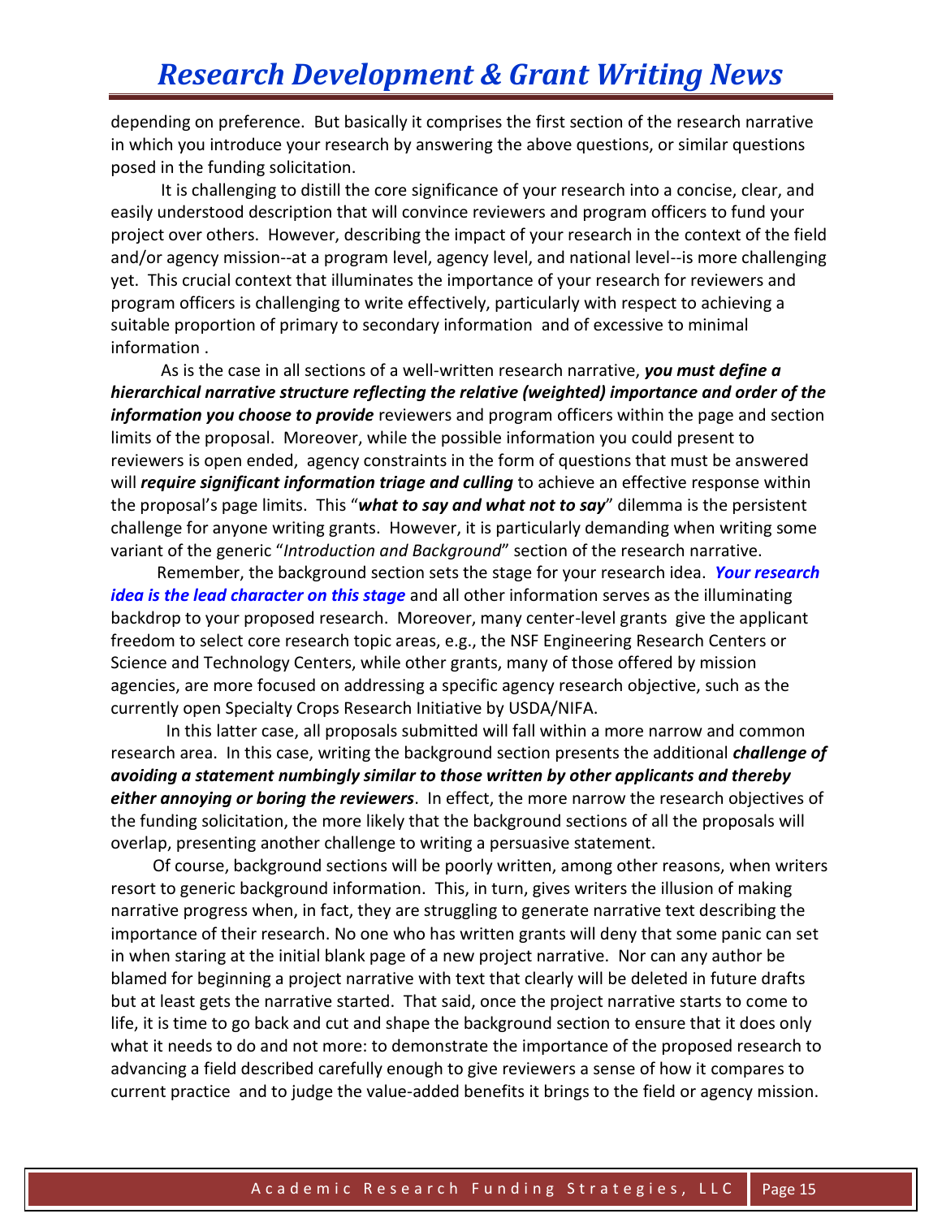depending on preference. But basically it comprises the first section of the research narrative in which you introduce your research by answering the above questions, or similar questions posed in the funding solicitation.

It is challenging to distill the core significance of your research into a concise, clear, and easily understood description that will convince reviewers and program officers to fund your project over others. However, describing the impact of your research in the context of the field and/or agency mission--at a program level, agency level, and national level--is more challenging yet. This crucial context that illuminates the importance of your research for reviewers and program officers is challenging to write effectively, particularly with respect to achieving a suitable proportion of primary to secondary information and of excessive to minimal information .

As is the case in all sections of a well-written research narrative, ***you must define a hierarchical narrative structure reflecting the relative (weighted) importance and order of the information you choose to provide*** reviewers and program officers within the page and section limits of the proposal. Moreover, while the possible information you could present to reviewers is open ended, agency constraints in the form of questions that must be answered will ***require significant information triage and culling*** to achieve an effective response within the proposal's page limits. This "***what to say and what not to say***" dilemma is the persistent challenge for anyone writing grants. However, it is particularly demanding when writing some variant of the generic "*Introduction and Background*" section of the research narrative.

Remember, the background section sets the stage for your research idea. ***Your research idea is the lead character on this stage*** and all other information serves as the illuminating backdrop to your proposed research. Moreover, many center-level grants give the applicant freedom to select core research topic areas, e.g., the NSF Engineering Research Centers or Science and Technology Centers, while other grants, many of those offered by mission agencies, are more focused on addressing a specific agency research objective, such as the currently open Specialty Crops Research Initiative by USDA/NIFA.

In this latter case, all proposals submitted will fall within a more narrow and common research area. In this case, writing the background section presents the additional ***challenge of avoiding a statement numbingly similar to those written by other applicants and thereby either annoying or boring the reviewers***. In effect, the more narrow the research objectives of the funding solicitation, the more likely that the background sections of all the proposals will overlap, presenting another challenge to writing a persuasive statement.

Of course, background sections will be poorly written, among other reasons, when writers resort to generic background information. This, in turn, gives writers the illusion of making narrative progress when, in fact, they are struggling to generate narrative text describing the importance of their research. No one who has written grants will deny that some panic can set in when staring at the initial blank page of a new project narrative. Nor can any author be blamed for beginning a project narrative with text that clearly will be deleted in future drafts but at least gets the narrative started. That said, once the project narrative starts to come to life, it is time to go back and cut and shape the background section to ensure that it does only what it needs to do and not more: to demonstrate the importance of the proposed research to advancing a field described carefully enough to give reviewers a sense of how it compares to current practice and to judge the value-added benefits it brings to the field or agency mission.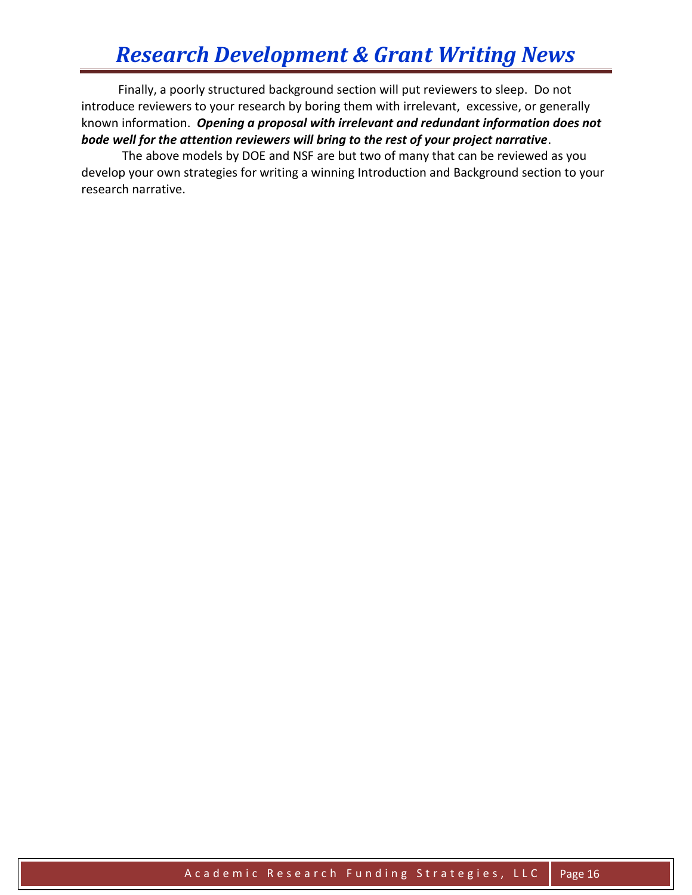Finally, a poorly structured background section will put reviewers to sleep. Do not introduce reviewers to your research by boring them with irrelevant, excessive, or generally known information. ***Opening a proposal with irrelevant and redundant information does not bode well for the attention reviewers will bring to the rest of your project narrative***.

The above models by DOE and NSF are but two of many that can be reviewed as you develop your own strategies for writing a winning Introduction and Background section to your research narrative.